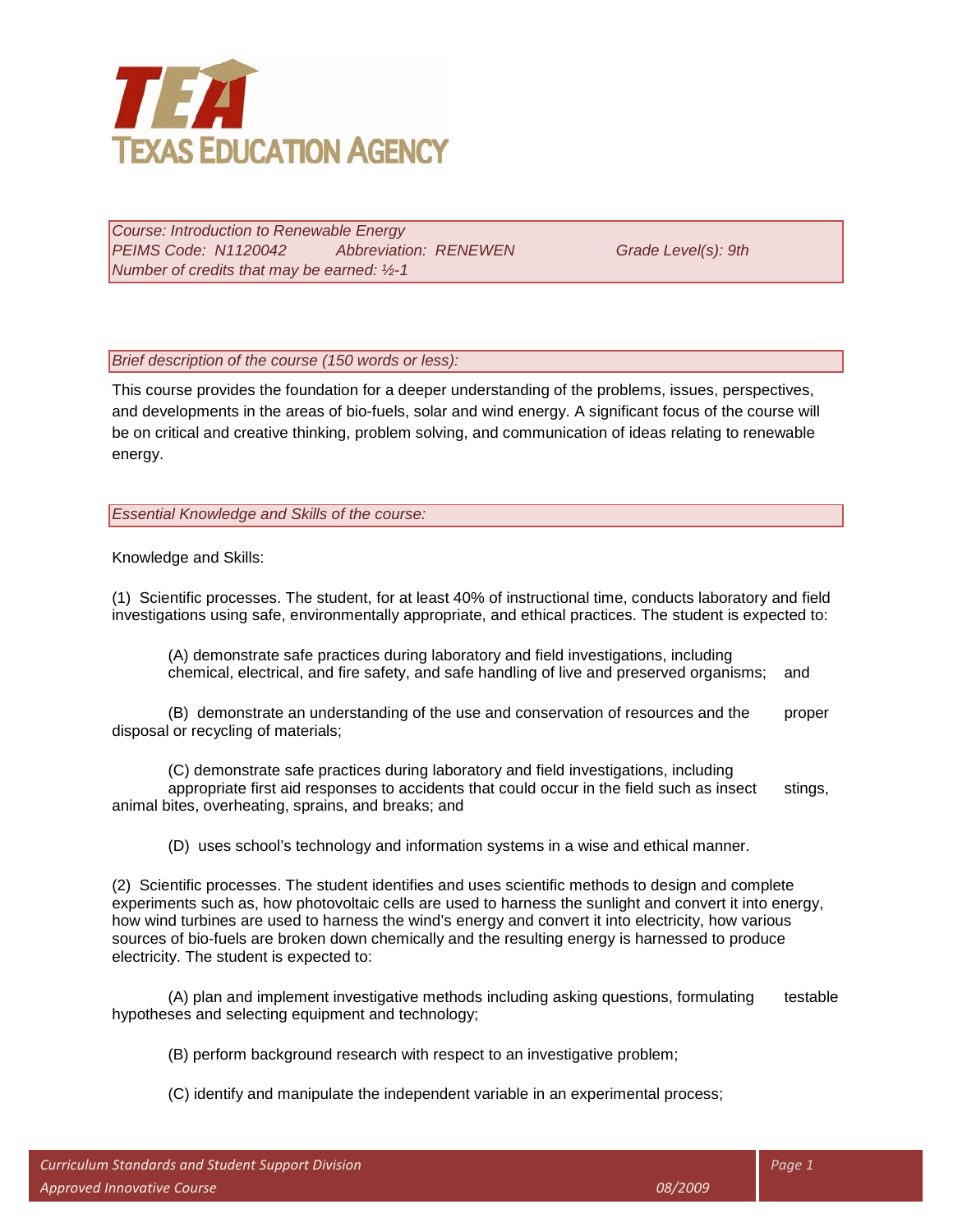**TEA**
**TEXAS EDUCATION AGENCY**

*Course: Introduction to Renewable Energy*
*PEIMS Code: N1120042 Abbreviation: RENEWEN Grade Level(s): 9th*
*Number of credits that may be earned: ½-1*

*Brief description of the course (150 words or less):*

This course provides the foundation for a deeper understanding of the problems, issues, perspectives, and developments in the areas of bio-fuels, solar and wind energy. A significant focus of the course will be on critical and creative thinking, problem solving, and communication of ideas relating to renewable energy.

*Essential Knowledge and Skills of the course:*

Knowledge and Skills:

(1) Scientific processes. The student, for at least 40% of instructional time, conducts laboratory and field investigations using safe, environmentally appropriate, and ethical practices. The student is expected to:

(A) demonstrate safe practices during laboratory and field investigations, including chemical, electrical, and fire safety, and safe handling of live and preserved organisms; and

(B) demonstrate an understanding of the use and conservation of resources and the proper disposal or recycling of materials;

(C) demonstrate safe practices during laboratory and field investigations, including appropriate first aid responses to accidents that could occur in the field such as insect stings, animal bites, overheating, sprains, and breaks; and

(D) uses school's technology and information systems in a wise and ethical manner.

(2) Scientific processes. The student identifies and uses scientific methods to design and complete experiments such as, how photovoltaic cells are used to harness the sunlight and convert it into energy, how wind turbines are used to harness the wind's energy and convert it into electricity, how various sources of bio-fuels are broken down chemically and the resulting energy is harnessed to produce electricity. The student is expected to:

(A) plan and implement investigative methods including asking questions, formulating testable hypotheses and selecting equipment and technology;

(B) perform background research with respect to an investigative problem;

(C) identify and manipulate the independent variable in an experimental process;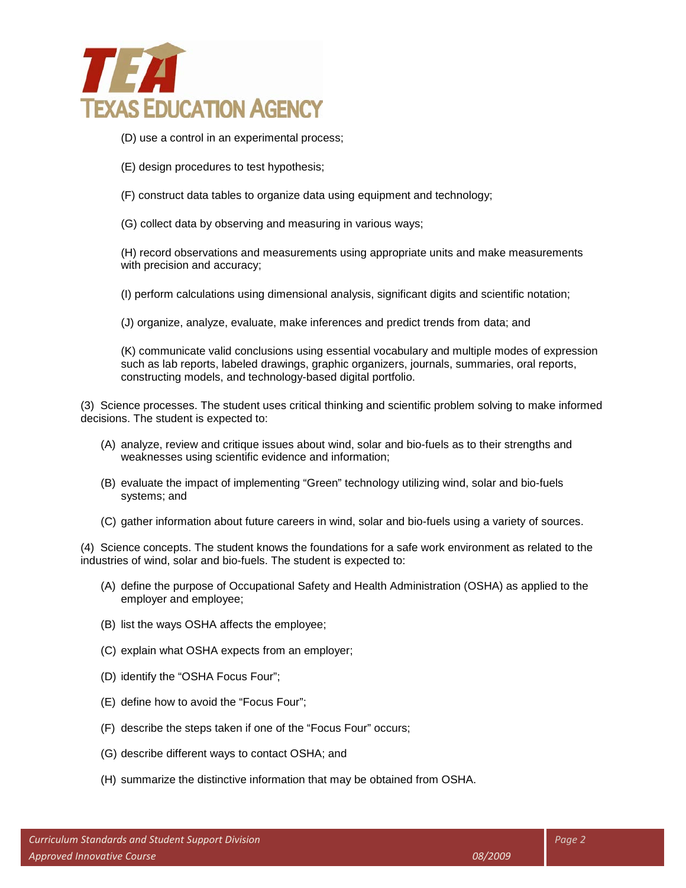(D) use a control in an experimental process;

(E) design procedures to test hypothesis;

(F) construct data tables to organize data using equipment and technology;

(G) collect data by observing and measuring in various ways;

(H) record observations and measurements using appropriate units and make measurements with precision and accuracy;

(I) perform calculations using dimensional analysis, significant digits and scientific notation;

(J) organize, analyze, evaluate, make inferences and predict trends from data; and

(K) communicate valid conclusions using essential vocabulary and multiple modes of expression such as lab reports, labeled drawings, graphic organizers, journals, summaries, oral reports, constructing models, and technology-based digital portfolio.

(3) Science processes. The student uses critical thinking and scientific problem solving to make informed decisions. The student is expected to:

(A) analyze, review and critique issues about wind, solar and bio-fuels as to their strengths and weaknesses using scientific evidence and information;

(B) evaluate the impact of implementing "Green" technology utilizing wind, solar and bio-fuels systems; and

(C) gather information about future careers in wind, solar and bio-fuels using a variety of sources.

(4) Science concepts. The student knows the foundations for a safe work environment as related to the industries of wind, solar and bio-fuels. The student is expected to:

(A) define the purpose of Occupational Safety and Health Administration (OSHA) as applied to the employer and employee;

(B) list the ways OSHA affects the employee;

(C) explain what OSHA expects from an employer;

(D) identify the "OSHA Focus Four";

(E) define how to avoid the "Focus Four";

(F) describe the steps taken if one of the "Focus Four" occurs;

(G) describe different ways to contact OSHA; and

(H) summarize the distinctive information that may be obtained from OSHA.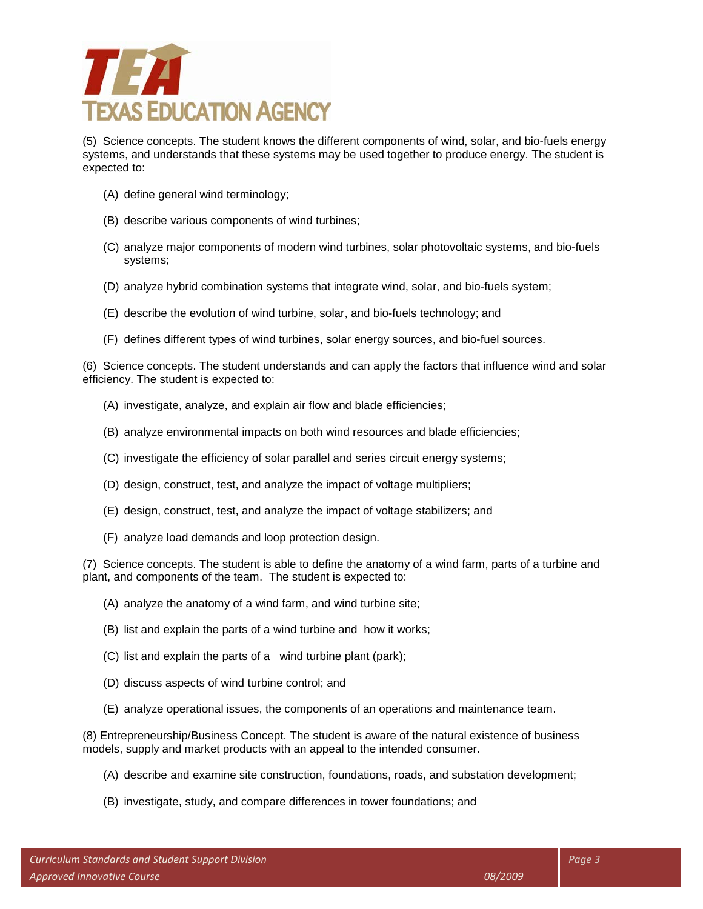(5) Science concepts. The student knows the different components of wind, solar, and bio-fuels energy systems, and understands that these systems may be used together to produce energy. The student is expected to:

- (A) define general wind terminology;
- (B) describe various components of wind turbines;
- (C) analyze major components of modern wind turbines, solar photovoltaic systems, and bio-fuels systems;
- (D) analyze hybrid combination systems that integrate wind, solar, and bio-fuels system;
- (E) describe the evolution of wind turbine, solar, and bio-fuels technology; and
- (F) defines different types of wind turbines, solar energy sources, and bio-fuel sources.

(6) Science concepts. The student understands and can apply the factors that influence wind and solar efficiency. The student is expected to:

- (A) investigate, analyze, and explain air flow and blade efficiencies;
- (B) analyze environmental impacts on both wind resources and blade efficiencies;
- (C) investigate the efficiency of solar parallel and series circuit energy systems;
- (D) design, construct, test, and analyze the impact of voltage multipliers;
- (E) design, construct, test, and analyze the impact of voltage stabilizers; and
- (F) analyze load demands and loop protection design.

(7) Science concepts. The student is able to define the anatomy of a wind farm, parts of a turbine and plant, and components of the team. The student is expected to:

- (A) analyze the anatomy of a wind farm, and wind turbine site;
- (B) list and explain the parts of a wind turbine and how it works;
- (C) list and explain the parts of a wind turbine plant (park);
- (D) discuss aspects of wind turbine control; and
- (E) analyze operational issues, the components of an operations and maintenance team.

(8) Entrepreneurship/Business Concept. The student is aware of the natural existence of business models, supply and market products with an appeal to the intended consumer.

- (A) describe and examine site construction, foundations, roads, and substation development;
- (B) investigate, study, and compare differences in tower foundations; and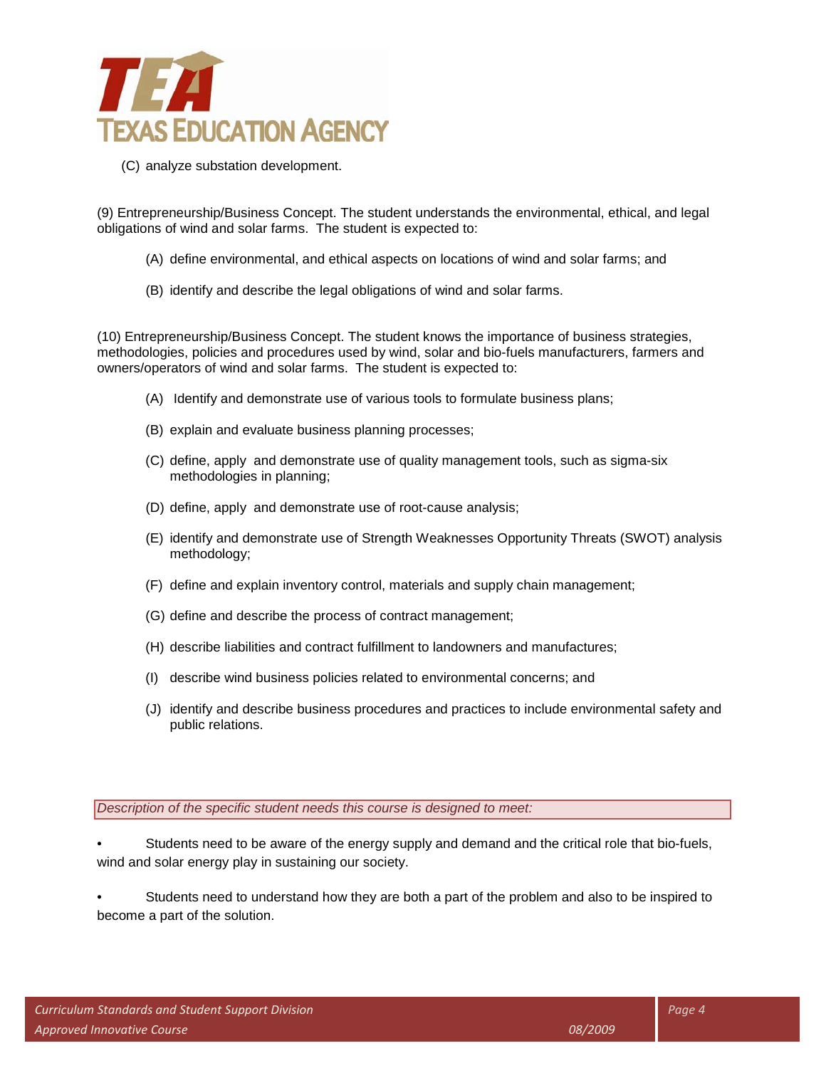(C) analyze substation development.

(9) Entrepreneurship/Business Concept. The student understands the environmental, ethical, and legal obligations of wind and solar farms. The student is expected to:

- (A) define environmental, and ethical aspects on locations of wind and solar farms; and
- (B) identify and describe the legal obligations of wind and solar farms.

(10) Entrepreneurship/Business Concept. The student knows the importance of business strategies, methodologies, policies and procedures used by wind, solar and bio-fuels manufacturers, farmers and owners/operators of wind and solar farms. The student is expected to:

- (A) Identify and demonstrate use of various tools to formulate business plans;
- (B) explain and evaluate business planning processes;
- (C) define, apply and demonstrate use of quality management tools, such as sigma-six methodologies in planning;
- (D) define, apply and demonstrate use of root-cause analysis;
- (E) identify and demonstrate use of Strength Weaknesses Opportunity Threats (SWOT) analysis methodology;
- (F) define and explain inventory control, materials and supply chain management;
- (G) define and describe the process of contract management;
- (H) describe liabilities and contract fulfillment to landowners and manufactures;
- (I) describe wind business policies related to environmental concerns; and
- (J) identify and describe business procedures and practices to include environmental safety and public relations.

*Description of the specific student needs this course is designed to meet:*

- Students need to be aware of the energy supply and demand and the critical role that bio-fuels, wind and solar energy play in sustaining our society.
- Students need to understand how they are both a part of the problem and also to be inspired to become a part of the solution.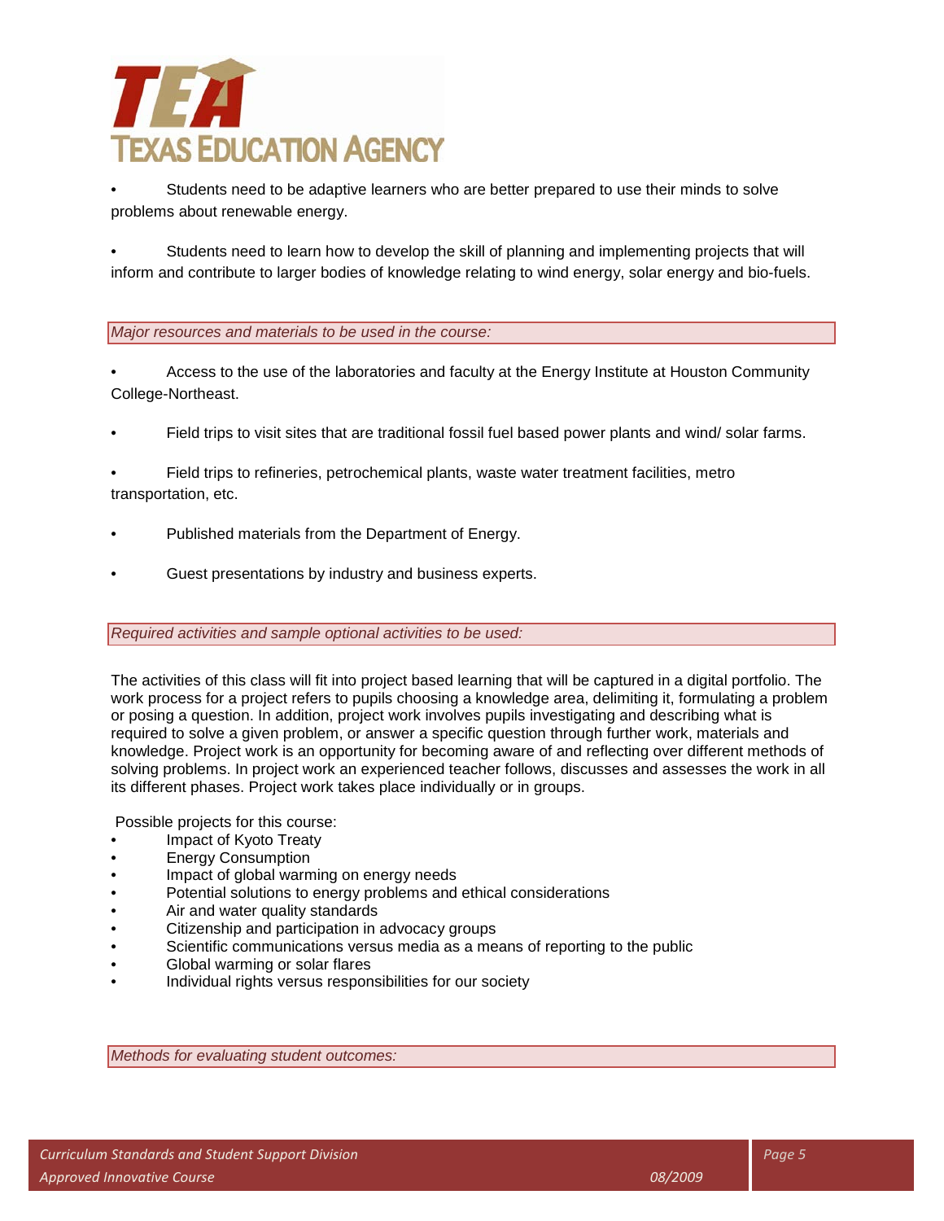- Students need to be adaptive learners who are better prepared to use their minds to solve problems about renewable energy.

- Students need to learn how to develop the skill of planning and implementing projects that will inform and contribute to larger bodies of knowledge relating to wind energy, solar energy and bio-fuels.

*Major resources and materials to be used in the course:*

- Access to the use of the laboratories and faculty at the Energy Institute at Houston Community College-Northeast.

- Field trips to visit sites that are traditional fossil fuel based power plants and wind/ solar farms.

- Field trips to refineries, petrochemical plants, waste water treatment facilities, metro transportation, etc.

- Published materials from the Department of Energy.

- Guest presentations by industry and business experts.

*Required activities and sample optional activities to be used:*

The activities of this class will fit into project based learning that will be captured in a digital portfolio. The work process for a project refers to pupils choosing a knowledge area, delimiting it, formulating a problem or posing a question. In addition, project work involves pupils investigating and describing what is required to solve a given problem, or answer a specific question through further work, materials and knowledge. Project work is an opportunity for becoming aware of and reflecting over different methods of solving problems. In project work an experienced teacher follows, discusses and assesses the work in all its different phases. Project work takes place individually or in groups.

Possible projects for this course:

- Impact of Kyoto Treaty
- Energy Consumption
- Impact of global warming on energy needs
- Potential solutions to energy problems and ethical considerations
- Air and water quality standards
- Citizenship and participation in advocacy groups
- Scientific communications versus media as a means of reporting to the public
- Global warming or solar flares
- Individual rights versus responsibilities for our society

*Methods for evaluating student outcomes:*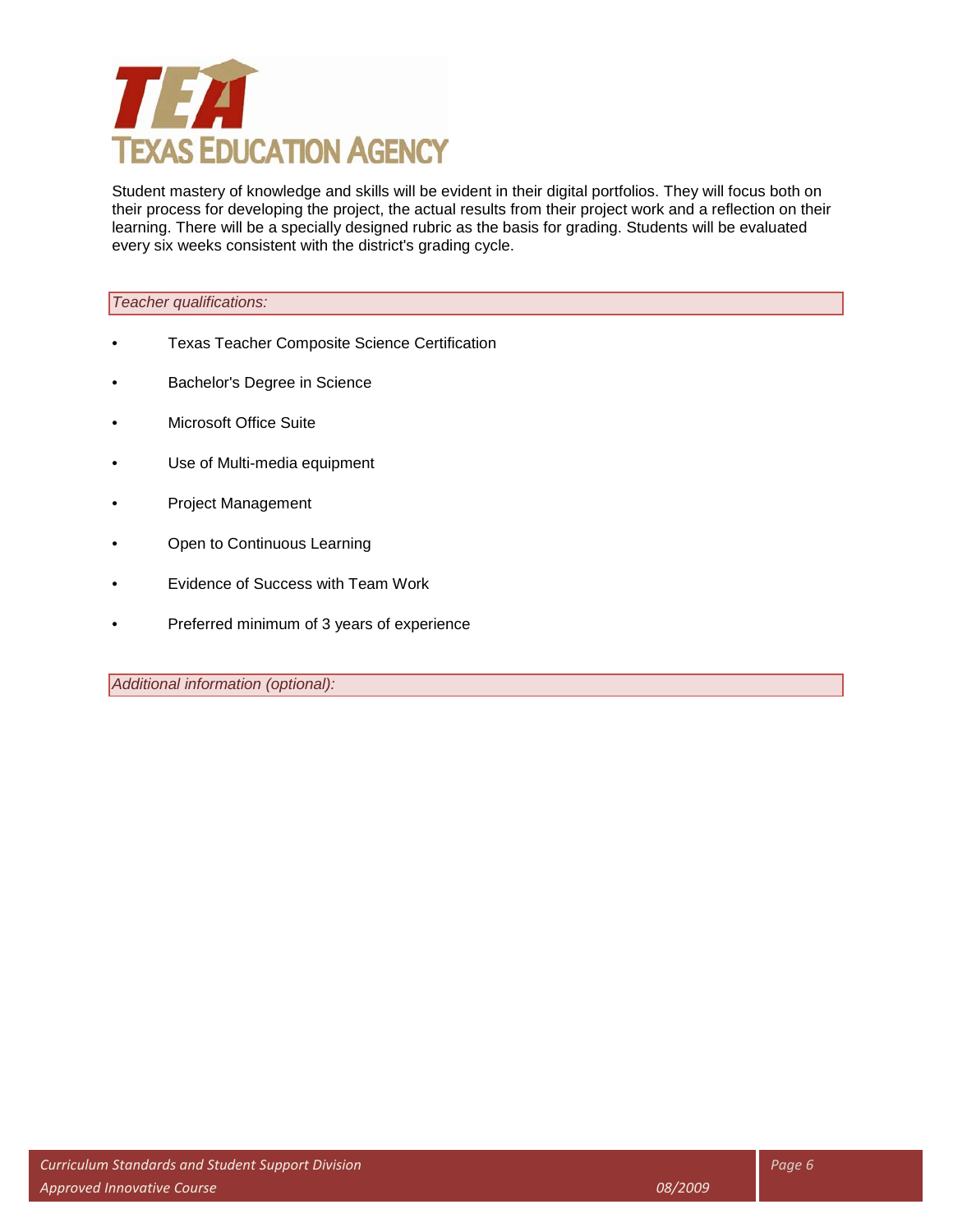Student mastery of knowledge and skills will be evident in their digital portfolios. They will focus both on their process for developing the project, the actual results from their project work and a reflection on their learning. There will be a specially designed rubric as the basis for grading. Students will be evaluated every six weeks consistent with the district's grading cycle.

*Teacher qualifications:*

- Texas Teacher Composite Science Certification
- Bachelor's Degree in Science
- Microsoft Office Suite
- Use of Multi-media equipment
- Project Management
- Open to Continuous Learning
- Evidence of Success with Team Work
- Preferred minimum of 3 years of experience

*Additional information (optional):*